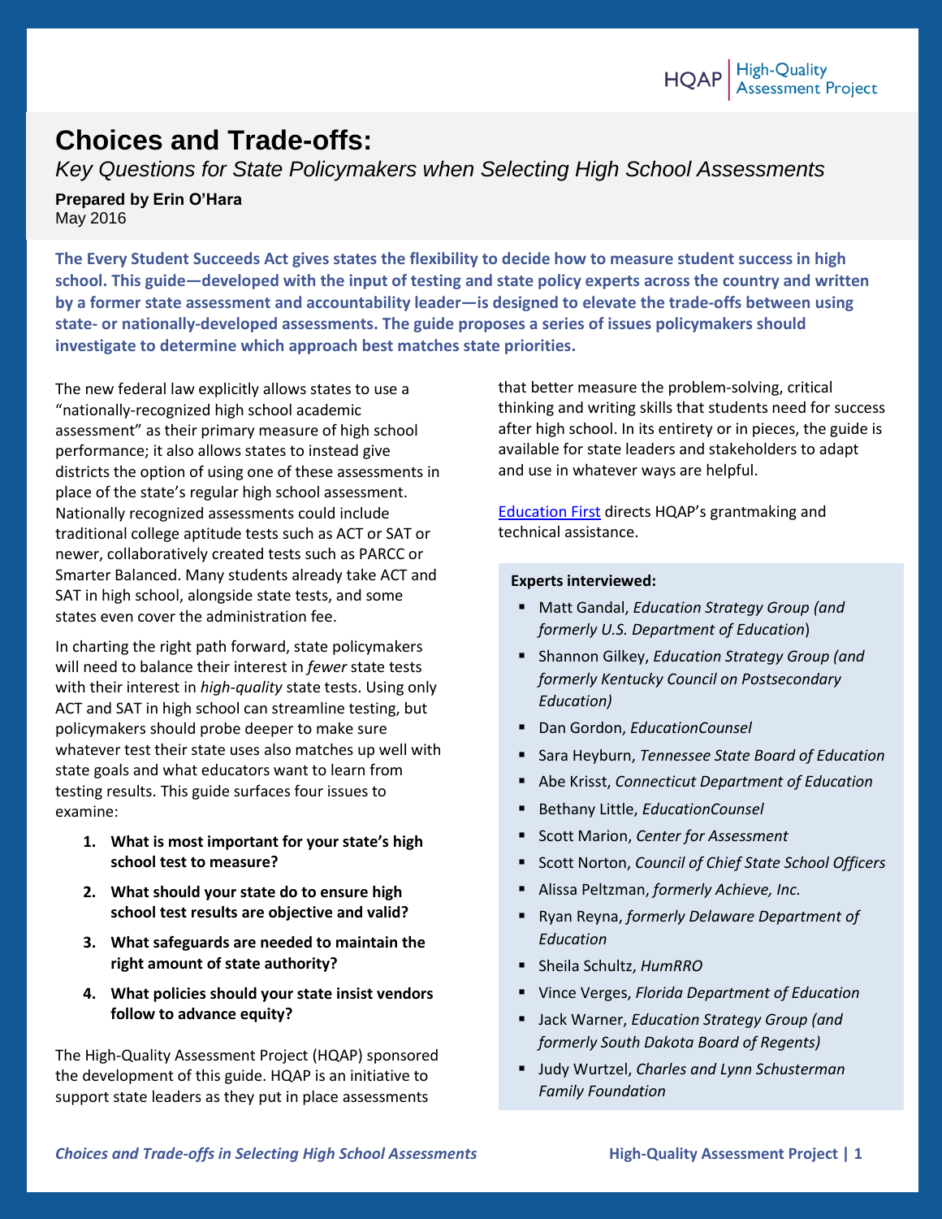HQAP | High-Quality Assessment Project

# Choices and Trade-offs:

*Key Questions for State Policymakers when Selecting High School Assessments*

**Prepared by Erin O'Hara**
May 2016

**The Every Student Succeeds Act gives states the flexibility to decide how to measure student success in high school. This guide—developed with the input of testing and state policy experts across the country and written by a former state assessment and accountability leader—is designed to elevate the trade-offs between using state- or nationally-developed assessments. The guide proposes a series of issues policymakers should investigate to determine which approach best matches state priorities.**

The new federal law explicitly allows states to use a "nationally-recognized high school academic assessment" as their primary measure of high school performance; it also allows states to instead give districts the option of using one of these assessments in place of the state's regular high school assessment. Nationally recognized assessments could include traditional college aptitude tests such as ACT or SAT or newer, collaboratively created tests such as PARCC or Smarter Balanced. Many students already take ACT and SAT in high school, alongside state tests, and some states even cover the administration fee.

In charting the right path forward, state policymakers will need to balance their interest in *fewer* state tests with their interest in *high-quality* state tests. Using only ACT and SAT in high school can streamline testing, but policymakers should probe deeper to make sure whatever test their state uses also matches up well with state goals and what educators want to learn from testing results. This guide surfaces four issues to examine:

1. **What is most important for your state's high school test to measure?**
2. **What should your state do to ensure high school test results are objective and valid?**
3. **What safeguards are needed to maintain the right amount of state authority?**
4. **What policies should your state insist vendors follow to advance equity?**

The High-Quality Assessment Project (HQAP) sponsored the development of this guide. HQAP is an initiative to support state leaders as they put in place assessments that better measure the problem-solving, critical thinking and writing skills that students need for success after high school. In its entirety or in pieces, the guide is available for state leaders and stakeholders to adapt and use in whatever ways are helpful.

[Education First](#) directs HQAP's grantmaking and technical assistance.

**Experts interviewed:**

- Matt Gandal, *Education Strategy Group (and formerly U.S. Department of Education*)
- Shannon Gilkey, *Education Strategy Group (and formerly Kentucky Council on Postsecondary Education)*
- Dan Gordon, *EducationCounsel*
- Sara Heyburn, *Tennessee State Board of Education*
- Abe Krisst, *Connecticut Department of Education*
- Bethany Little, *EducationCounsel*
- Scott Marion, *Center for Assessment*
- Scott Norton, *Council of Chief State School Officers*
- Alissa Peltzman, *formerly Achieve, Inc.*
- Ryan Reyna, *formerly Delaware Department of Education*
- Sheila Schultz, *HumRRO*
- Vince Verges, *Florida Department of Education*
- Jack Warner, *Education Strategy Group (and formerly South Dakota Board of Regents)*
- Judy Wurtzel, *Charles and Lynn Schusterman Family Foundation*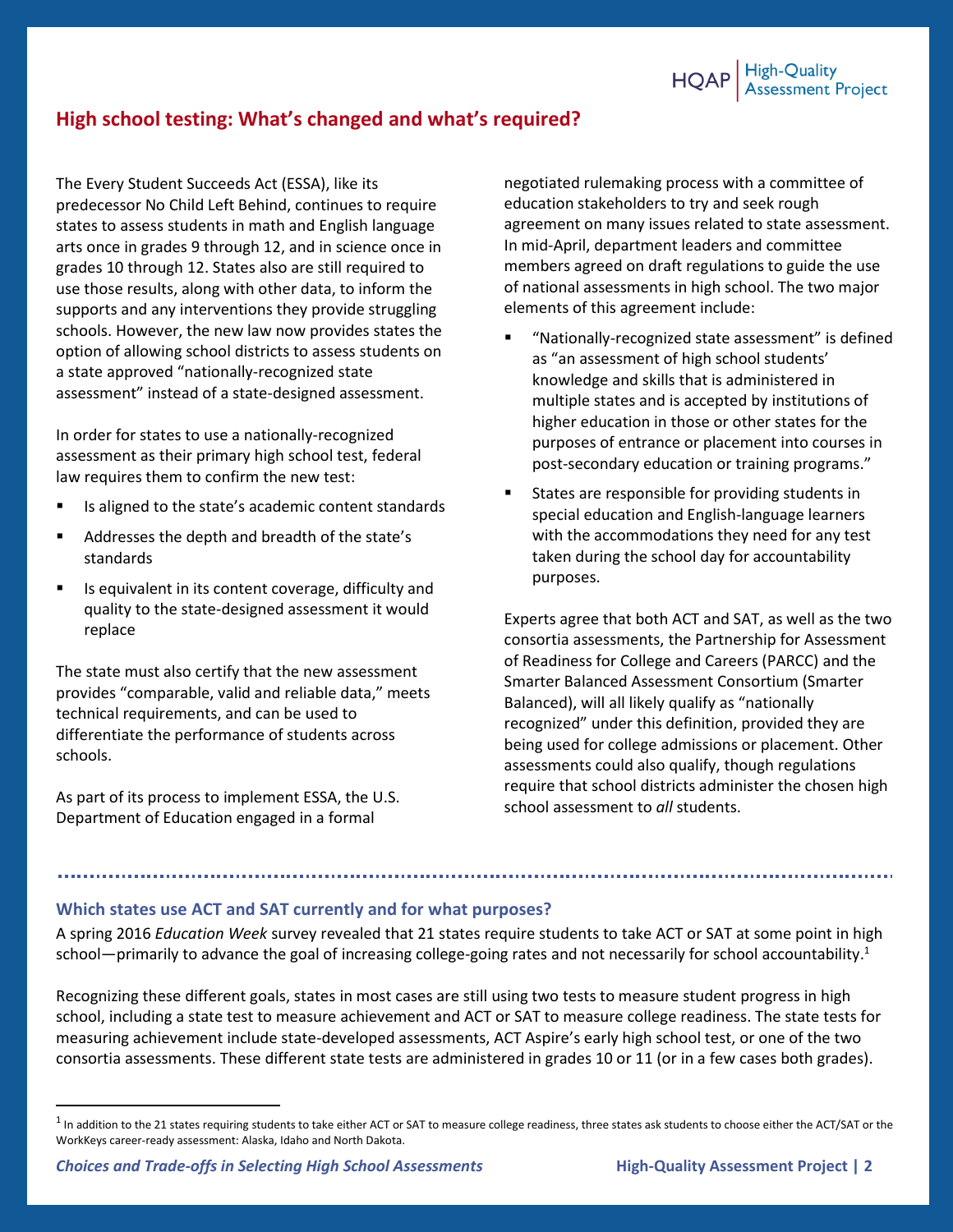## High school testing: What's changed and what's required?

The Every Student Succeeds Act (ESSA), like its predecessor No Child Left Behind, continues to require states to assess students in math and English language arts once in grades 9 through 12, and in science once in grades 10 through 12. States also are still required to use those results, along with other data, to inform the supports and any interventions they provide struggling schools. However, the new law now provides states the option of allowing school districts to assess students on a state approved "nationally-recognized state assessment" instead of a state-designed assessment.

In order for states to use a nationally-recognized assessment as their primary high school test, federal law requires them to confirm the new test:

- Is aligned to the state's academic content standards
- Addresses the depth and breadth of the state's standards
- Is equivalent in its content coverage, difficulty and quality to the state-designed assessment it would replace

The state must also certify that the new assessment provides "comparable, valid and reliable data," meets technical requirements, and can be used to differentiate the performance of students across schools.

As part of its process to implement ESSA, the U.S. Department of Education engaged in a formal negotiated rulemaking process with a committee of education stakeholders to try and seek rough agreement on many issues related to state assessment. In mid-April, department leaders and committee members agreed on draft regulations to guide the use of national assessments in high school. The two major elements of this agreement include:

- "Nationally-recognized state assessment" is defined as "an assessment of high school students' knowledge and skills that is administered in multiple states and is accepted by institutions of higher education in those or other states for the purposes of entrance or placement into courses in post-secondary education or training programs."
- States are responsible for providing students in special education and English-language learners with the accommodations they need for any test taken during the school day for accountability purposes.

Experts agree that both ACT and SAT, as well as the two consortia assessments, the Partnership for Assessment of Readiness for College and Careers (PARCC) and the Smarter Balanced Assessment Consortium (Smarter Balanced), will all likely qualify as "nationally recognized" under this definition, provided they are being used for college admissions or placement. Other assessments could also qualify, though regulations require that school districts administer the chosen high school assessment to *all* students.

### Which states use ACT and SAT currently and for what purposes?

A spring 2016 *Education Week* survey revealed that 21 states require students to take ACT or SAT at some point in high school—primarily to advance the goal of increasing college-going rates and not necessarily for school accountability.[1]

Recognizing these different goals, states in most cases are still using two tests to measure student progress in high school, including a state test to measure achievement and ACT or SAT to measure college readiness. The state tests for measuring achievement include state-developed assessments, ACT Aspire's early high school test, or one of the two consortia assessments. These different state tests are administered in grades 10 or 11 (or in a few cases both grades).

[1] In addition to the 21 states requiring students to take either ACT or SAT to measure college readiness, three states ask students to choose either the ACT/SAT or the WorkKeys career-ready assessment: Alaska, Idaho and North Dakota.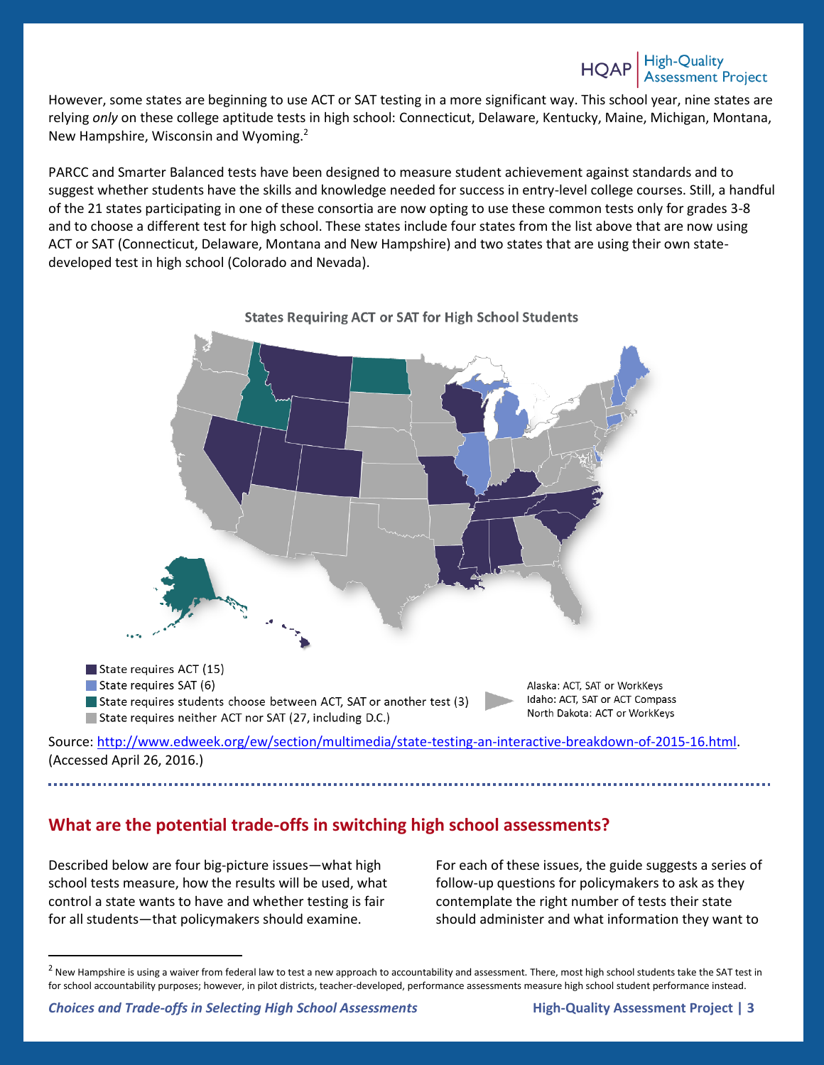However, some states are beginning to use ACT or SAT testing in a more significant way. This school year, nine states are relying *only* on these college aptitude tests in high school: Connecticut, Delaware, Kentucky, Maine, Michigan, Montana, New Hampshire, Wisconsin and Wyoming.[2]

PARCC and Smarter Balanced tests have been designed to measure student achievement against standards and to suggest whether students have the skills and knowledge needed for success in entry-level college courses. Still, a handful of the 21 states participating in one of these consortia are now opting to use these common tests only for grades 3-8 and to choose a different test for high school. These states include four states from the list above that are now using ACT or SAT (Connecticut, Delaware, Montana and New Hampshire) and two states that are using their own state-developed test in high school (Colorado and Nevada).

**States Requiring ACT or SAT for High School Students**

- State requires ACT (15)
- State requires SAT (6)
- State requires students choose between ACT, SAT or another test (3)
- State requires neither ACT nor SAT (27, including D.C.)

Alaska: ACT, SAT or WorkKeys
Idaho: ACT, SAT or ACT Compass
North Dakota: ACT or WorkKeys

Source: http://www.edweek.org/ew/section/multimedia/state-testing-an-interactive-breakdown-of-2015-16.html. (Accessed April 26, 2016.)

## What are the potential trade-offs in switching high school assessments?

Described below are four big-picture issues—what high school tests measure, how the results will be used, what control a state wants to have and whether testing is fair for all students—that policymakers should examine.

For each of these issues, the guide suggests a series of follow-up questions for policymakers to ask as they contemplate the right number of tests their state should administer and what information they want to

[2] New Hampshire is using a waiver from federal law to test a new approach to accountability and assessment. There, most high school students take the SAT test in for school accountability purposes; however, in pilot districts, teacher-developed, performance assessments measure high school student performance instead.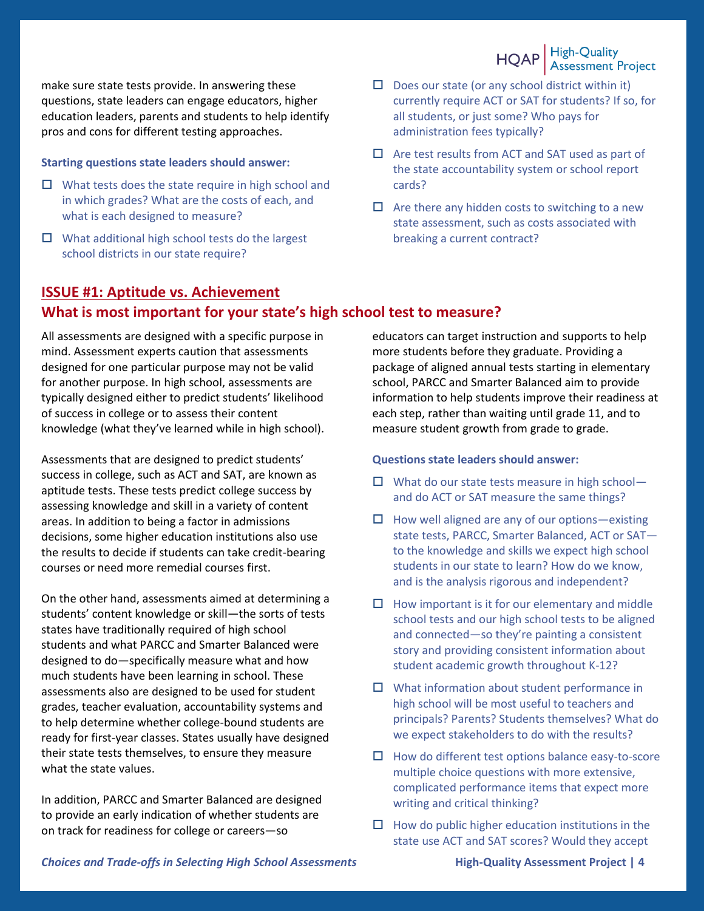make sure state tests provide. In answering these questions, state leaders can engage educators, higher education leaders, parents and students to help identify pros and cons for different testing approaches.

**Starting questions state leaders should answer:**

- ☐ What tests does the state require in high school and in which grades? What are the costs of each, and what is each designed to measure?
- ☐ What additional high school tests do the largest school districts in our state require?
- ☐ Does our state (or any school district within it) currently require ACT or SAT for students? If so, for all students, or just some? Who pays for administration fees typically?
- ☐ Are test results from ACT and SAT used as part of the state accountability system or school report cards?
- ☐ Are there any hidden costs to switching to a new state assessment, such as costs associated with breaking a current contract?

## ISSUE #1: Aptitude vs. Achievement

## What is most important for your state's high school test to measure?

All assessments are designed with a specific purpose in mind. Assessment experts caution that assessments designed for one particular purpose may not be valid for another purpose. In high school, assessments are typically designed either to predict students' likelihood of success in college or to assess their content knowledge (what they've learned while in high school).

Assessments that are designed to predict students' success in college, such as ACT and SAT, are known as aptitude tests. These tests predict college success by assessing knowledge and skill in a variety of content areas. In addition to being a factor in admissions decisions, some higher education institutions also use the results to decide if students can take credit-bearing courses or need more remedial courses first.

On the other hand, assessments aimed at determining a students' content knowledge or skill—the sorts of tests states have traditionally required of high school students and what PARCC and Smarter Balanced were designed to do—specifically measure what and how much students have been learning in school. These assessments also are designed to be used for student grades, teacher evaluation, accountability systems and to help determine whether college-bound students are ready for first-year classes. States usually have designed their state tests themselves, to ensure they measure what the state values.

In addition, PARCC and Smarter Balanced are designed to provide an early indication of whether students are on track for readiness for college or careers—so educators can target instruction and supports to help more students before they graduate. Providing a package of aligned annual tests starting in elementary school, PARCC and Smarter Balanced aim to provide information to help students improve their readiness at each step, rather than waiting until grade 11, and to measure student growth from grade to grade.

**Questions state leaders should answer:**

- ☐ What do our state tests measure in high school—and do ACT or SAT measure the same things?
- ☐ How well aligned are any of our options—existing state tests, PARCC, Smarter Balanced, ACT or SAT—to the knowledge and skills we expect high school students in our state to learn? How do we know, and is the analysis rigorous and independent?
- ☐ How important is it for our elementary and middle school tests and our high school tests to be aligned and connected—so they're painting a consistent story and providing consistent information about student academic growth throughout K-12?
- ☐ What information about student performance in high school will be most useful to teachers and principals? Parents? Students themselves? What do we expect stakeholders to do with the results?
- ☐ How do different test options balance easy-to-score multiple choice questions with more extensive, complicated performance items that expect more writing and critical thinking?
- ☐ How do public higher education institutions in the state use ACT and SAT scores? Would they accept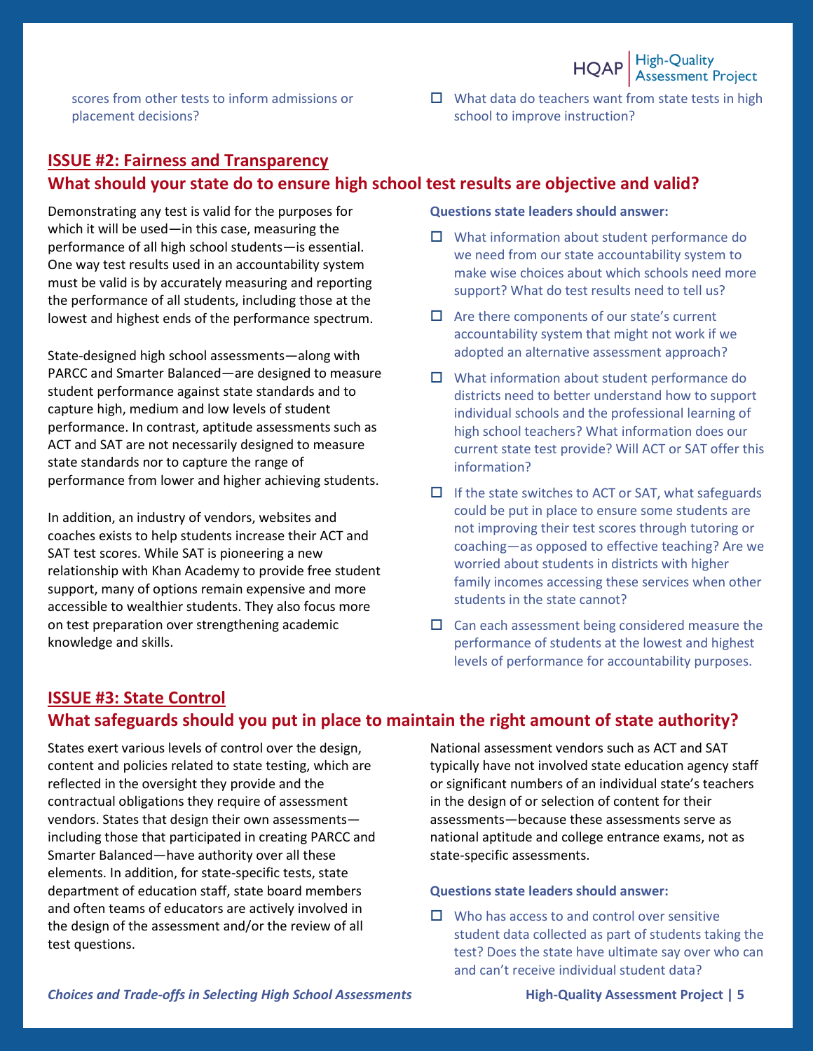scores from other tests to inform admissions or placement decisions?

- ☐ What data do teachers want from state tests in high school to improve instruction?

## ISSUE #2: Fairness and Transparency

### What should your state do to ensure high school test results are objective and valid?

Demonstrating any test is valid for the purposes for which it will be used—in this case, measuring the performance of all high school students—is essential. One way test results used in an accountability system must be valid is by accurately measuring and reporting the performance of all students, including those at the lowest and highest ends of the performance spectrum.

State-designed high school assessments—along with PARCC and Smarter Balanced—are designed to measure student performance against state standards and to capture high, medium and low levels of student performance. In contrast, aptitude assessments such as ACT and SAT are not necessarily designed to measure state standards nor to capture the range of performance from lower and higher achieving students.

In addition, an industry of vendors, websites and coaches exists to help students increase their ACT and SAT test scores. While SAT is pioneering a new relationship with Khan Academy to provide free student support, many of options remain expensive and more accessible to wealthier students. They also focus more on test preparation over strengthening academic knowledge and skills.

**Questions state leaders should answer:**

- ☐ What information about student performance do we need from our state accountability system to make wise choices about which schools need more support? What do test results need to tell us?
- ☐ Are there components of our state's current accountability system that might not work if we adopted an alternative assessment approach?
- ☐ What information about student performance do districts need to better understand how to support individual schools and the professional learning of high school teachers? What information does our current state test provide? Will ACT or SAT offer this information?
- ☐ If the state switches to ACT or SAT, what safeguards could be put in place to ensure some students are not improving their test scores through tutoring or coaching—as opposed to effective teaching? Are we worried about students in districts with higher family incomes accessing these services when other students in the state cannot?
- ☐ Can each assessment being considered measure the performance of students at the lowest and highest levels of performance for accountability purposes.

## ISSUE #3: State Control

### What safeguards should you put in place to maintain the right amount of state authority?

States exert various levels of control over the design, content and policies related to state testing, which are reflected in the oversight they provide and the contractual obligations they require of assessment vendors. States that design their own assessments—including those that participated in creating PARCC and Smarter Balanced—have authority over all these elements. In addition, for state-specific tests, state department of education staff, state board members and often teams of educators are actively involved in the design of the assessment and/or the review of all test questions.

National assessment vendors such as ACT and SAT typically have not involved state education agency staff or significant numbers of an individual state's teachers in the design of or selection of content for their assessments—because these assessments serve as national aptitude and college entrance exams, not as state-specific assessments.

**Questions state leaders should answer:**

- ☐ Who has access to and control over sensitive student data collected as part of students taking the test? Does the state have ultimate say over who can and can't receive individual student data?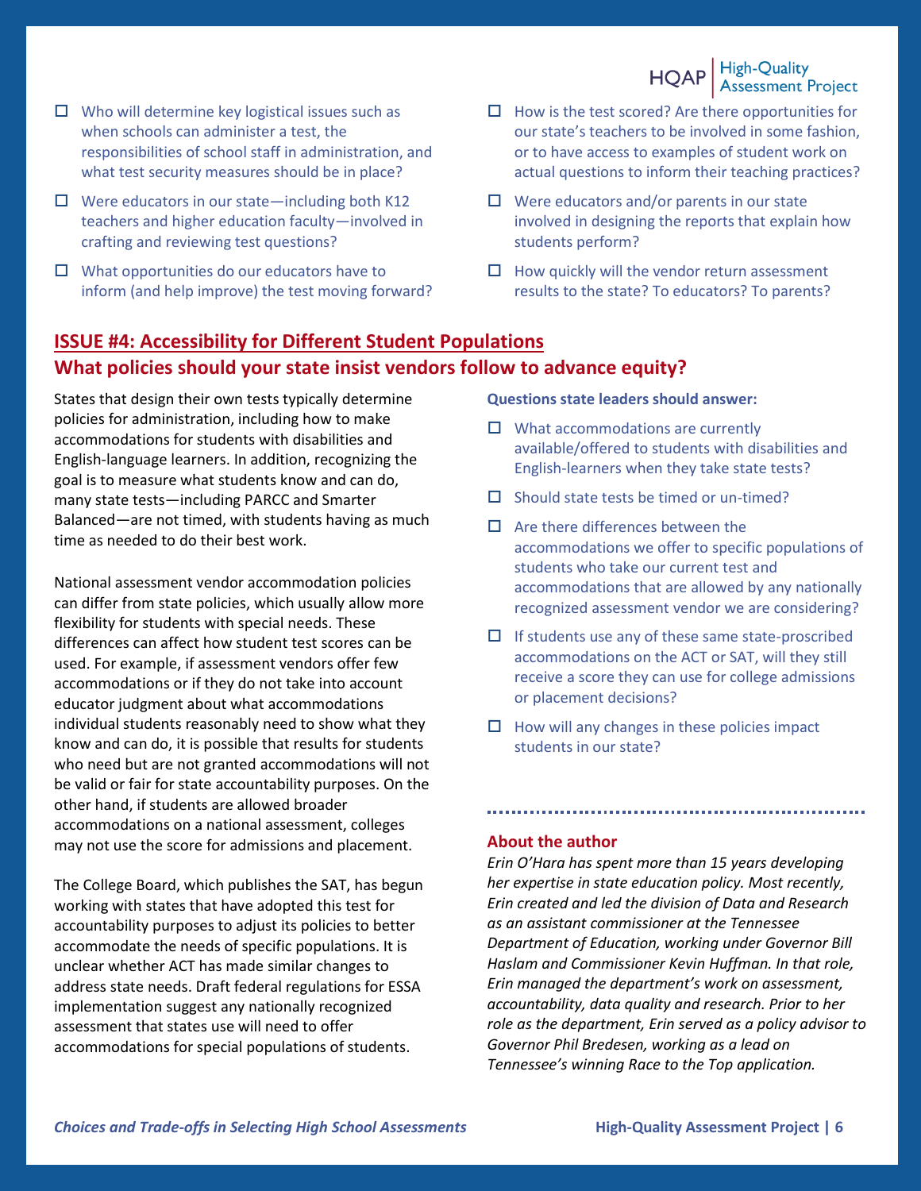- ☐ Who will determine key logistical issues such as when schools can administer a test, the responsibilities of school staff in administration, and what test security measures should be in place?
- ☐ Were educators in our state—including both K12 teachers and higher education faculty—involved in crafting and reviewing test questions?
- ☐ What opportunities do our educators have to inform (and help improve) the test moving forward?
- ☐ How is the test scored? Are there opportunities for our state's teachers to be involved in some fashion, or to have access to examples of student work on actual questions to inform their teaching practices?
- ☐ Were educators and/or parents in our state involved in designing the reports that explain how students perform?
- ☐ How quickly will the vendor return assessment results to the state? To educators? To parents?

## ISSUE #4: Accessibility for Different Student Populations

## What policies should your state insist vendors follow to advance equity?

States that design their own tests typically determine policies for administration, including how to make accommodations for students with disabilities and English-language learners. In addition, recognizing the goal is to measure what students know and can do, many state tests—including PARCC and Smarter Balanced—are not timed, with students having as much time as needed to do their best work.

National assessment vendor accommodation policies can differ from state policies, which usually allow more flexibility for students with special needs. These differences can affect how student test scores can be used. For example, if assessment vendors offer few accommodations or if they do not take into account educator judgment about what accommodations individual students reasonably need to show what they know and can do, it is possible that results for students who need but are not granted accommodations will not be valid or fair for state accountability purposes. On the other hand, if students are allowed broader accommodations on a national assessment, colleges may not use the score for admissions and placement.

The College Board, which publishes the SAT, has begun working with states that have adopted this test for accountability purposes to adjust its policies to better accommodate the needs of specific populations. It is unclear whether ACT has made similar changes to address state needs. Draft federal regulations for ESSA implementation suggest any nationally recognized assessment that states use will need to offer accommodations for special populations of students.

**Questions state leaders should answer:**

- ☐ What accommodations are currently available/offered to students with disabilities and English-learners when they take state tests?
- ☐ Should state tests be timed or un-timed?
- ☐ Are there differences between the accommodations we offer to specific populations of students who take our current test and accommodations that are allowed by any nationally recognized assessment vendor we are considering?
- ☐ If students use any of these same state-proscribed accommodations on the ACT or SAT, will they still receive a score they can use for college admissions or placement decisions?
- ☐ How will any changes in these policies impact students in our state?

### About the author

*Erin O'Hara has spent more than 15 years developing her expertise in state education policy. Most recently, Erin created and led the division of Data and Research as an assistant commissioner at the Tennessee Department of Education, working under Governor Bill Haslam and Commissioner Kevin Huffman. In that role, Erin managed the department's work on assessment, accountability, data quality and research. Prior to her role as the department, Erin served as a policy advisor to Governor Phil Bredesen, working as a lead on Tennessee's winning Race to the Top application.*